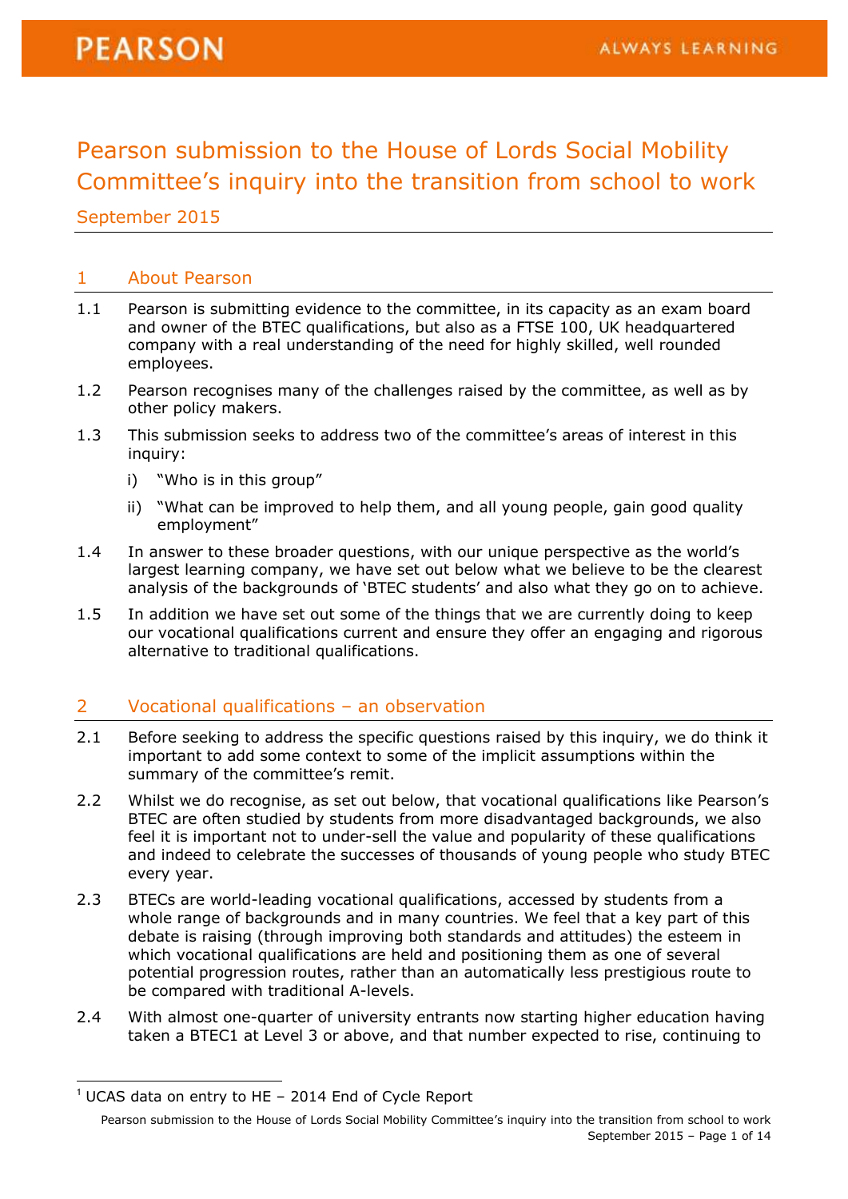PEARSON ALWAYS LEARNING

# Pearson submission to the House of Lords Social Mobility Committee's inquiry into the transition from school to work

September 2015

## 1 About Pearson

1.1 Pearson is submitting evidence to the committee, in its capacity as an exam board and owner of the BTEC qualifications, but also as a FTSE 100, UK headquartered company with a real understanding of the need for highly skilled, well rounded employees.

1.2 Pearson recognises many of the challenges raised by the committee, as well as by other policy makers.

1.3 This submission seeks to address two of the committee's areas of interest in this inquiry:

i) "Who is in this group"

ii) "What can be improved to help them, and all young people, gain good quality employment"

1.4 In answer to these broader questions, with our unique perspective as the world's largest learning company, we have set out below what we believe to be the clearest analysis of the backgrounds of 'BTEC students' and also what they go on to achieve.

1.5 In addition we have set out some of the things that we are currently doing to keep our vocational qualifications current and ensure they offer an engaging and rigorous alternative to traditional qualifications.

## 2 Vocational qualifications – an observation

2.1 Before seeking to address the specific questions raised by this inquiry, we do think it important to add some context to some of the implicit assumptions within the summary of the committee's remit.

2.2 Whilst we do recognise, as set out below, that vocational qualifications like Pearson's BTEC are often studied by students from more disadvantaged backgrounds, we also feel it is important not to under-sell the value and popularity of these qualifications and indeed to celebrate the successes of thousands of young people who study BTEC every year.

2.3 BTECs are world-leading vocational qualifications, accessed by students from a whole range of backgrounds and in many countries. We feel that a key part of this debate is raising (through improving both standards and attitudes) the esteem in which vocational qualifications are held and positioning them as one of several potential progression routes, rather than an automatically less prestigious route to be compared with traditional A-levels.

2.4 With almost one-quarter of university entrants now starting higher education having taken a BTEC[1] at Level 3 or above, and that number expected to rise, continuing to

[1] UCAS data on entry to HE – 2014 End of Cycle Report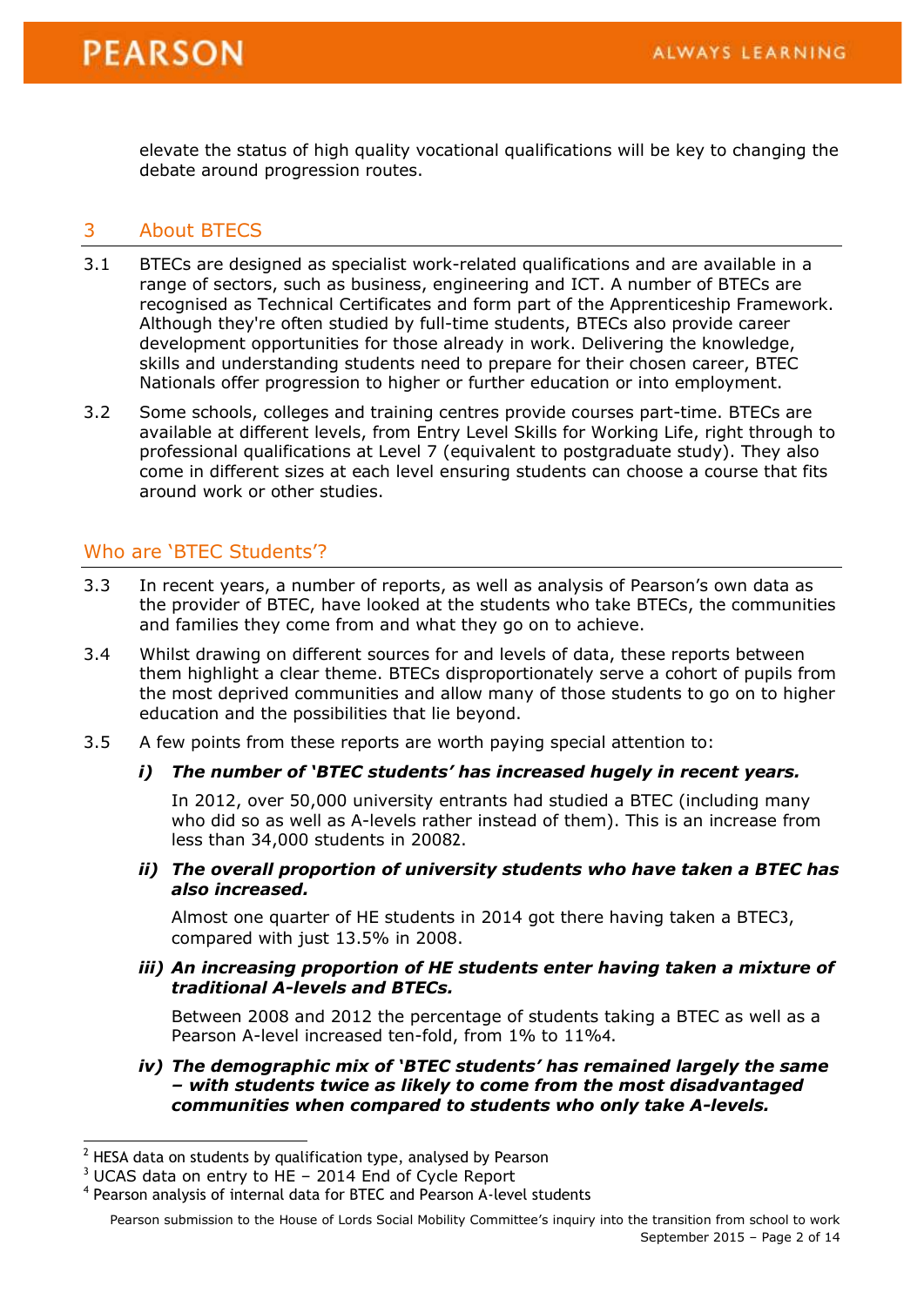elevate the status of high quality vocational qualifications will be key to changing the debate around progression routes.

## 3 About BTECS

3.1 BTECs are designed as specialist work-related qualifications and are available in a range of sectors, such as business, engineering and ICT. A number of BTECs are recognised as Technical Certificates and form part of the Apprenticeship Framework. Although they're often studied by full-time students, BTECs also provide career development opportunities for those already in work. Delivering the knowledge, skills and understanding students need to prepare for their chosen career, BTEC Nationals offer progression to higher or further education or into employment.

3.2 Some schools, colleges and training centres provide courses part-time. BTECs are available at different levels, from Entry Level Skills for Working Life, right through to professional qualifications at Level 7 (equivalent to postgraduate study). They also come in different sizes at each level ensuring students can choose a course that fits around work or other studies.

## Who are 'BTEC Students'?

3.3 In recent years, a number of reports, as well as analysis of Pearson's own data as the provider of BTEC, have looked at the students who take BTECs, the communities and families they come from and what they go on to achieve.

3.4 Whilst drawing on different sources for and levels of data, these reports between them highlight a clear theme. BTECs disproportionately serve a cohort of pupils from the most deprived communities and allow many of those students to go on to higher education and the possibilities that lie beyond.

3.5 A few points from these reports are worth paying special attention to:

***i) The number of 'BTEC students' has increased hugely in recent years.***

In 2012, over 50,000 university entrants had studied a BTEC (including many who did so as well as A-levels rather instead of them). This is an increase from less than 34,000 students in 2008[2].

***ii) The overall proportion of university students who have taken a BTEC has also increased.***

Almost one quarter of HE students in 2014 got there having taken a BTEC[3], compared with just 13.5% in 2008.

***iii) An increasing proportion of HE students enter having taken a mixture of traditional A-levels and BTECs.***

Between 2008 and 2012 the percentage of students taking a BTEC as well as a Pearson A-level increased ten-fold, from 1% to 11%[4].

***iv) The demographic mix of 'BTEC students' has remained largely the same – with students twice as likely to come from the most disadvantaged communities when compared to students who only take A-levels.***

---

[2] HESA data on students by qualification type, analysed by Pearson

[3] UCAS data on entry to HE – 2014 End of Cycle Report

[4] Pearson analysis of internal data for BTEC and Pearson A-level students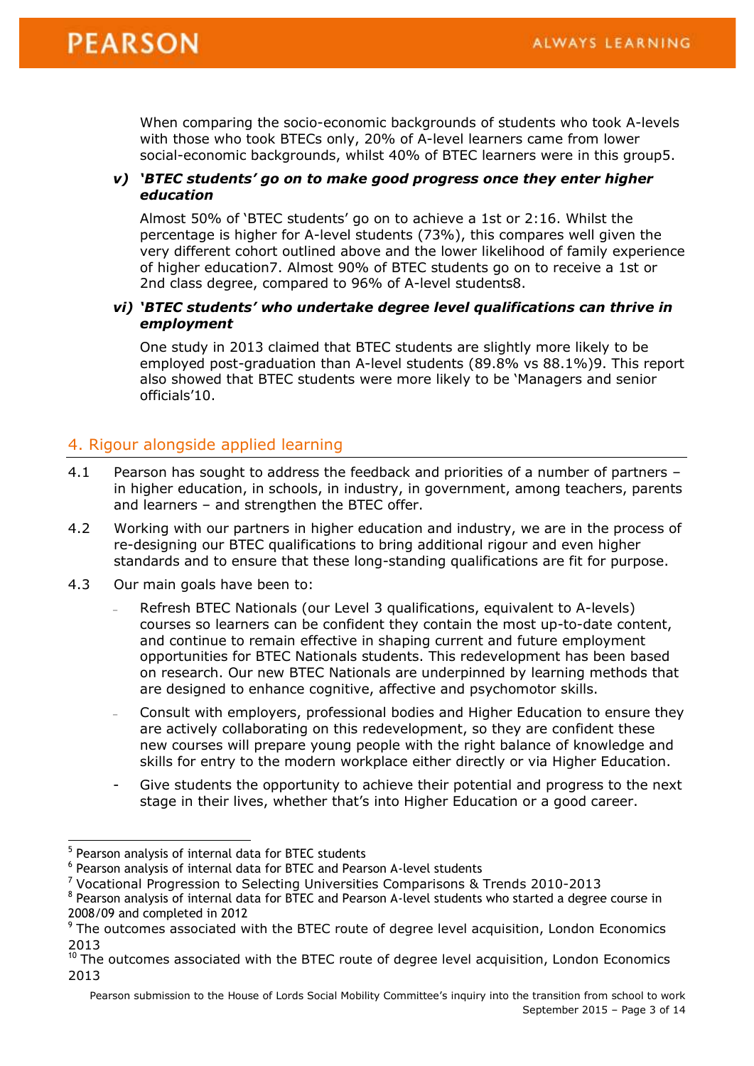When comparing the socio-economic backgrounds of students who took A-levels with those who took BTECs only, 20% of A-level learners came from lower social-economic backgrounds, whilst 40% of BTEC learners were in this group[5].

***v) 'BTEC students' go on to make good progress once they enter higher education***

Almost 50% of 'BTEC students' go on to achieve a 1st or 2:1[6]. Whilst the percentage is higher for A-level students (73%), this compares well given the very different cohort outlined above and the lower likelihood of family experience of higher education[7]. Almost 90% of BTEC students go on to receive a 1st or 2nd class degree, compared to 96% of A-level students[8].

***vi) 'BTEC students' who undertake degree level qualifications can thrive in employment***

One study in 2013 claimed that BTEC students are slightly more likely to be employed post-graduation than A-level students (89.8% vs 88.1%)[9]. This report also showed that BTEC students were more likely to be 'Managers and senior officials'[10].

## 4. Rigour alongside applied learning

4.1 Pearson has sought to address the feedback and priorities of a number of partners – in higher education, in schools, in industry, in government, among teachers, parents and learners – and strengthen the BTEC offer.

4.2 Working with our partners in higher education and industry, we are in the process of re-designing our BTEC qualifications to bring additional rigour and even higher standards and to ensure that these long-standing qualifications are fit for purpose.

4.3 Our main goals have been to:

- Refresh BTEC Nationals (our Level 3 qualifications, equivalent to A-levels) courses so learners can be confident they contain the most up-to-date content, and continue to remain effective in shaping current and future employment opportunities for BTEC Nationals students. This redevelopment has been based on research. Our new BTEC Nationals are underpinned by learning methods that are designed to enhance cognitive, affective and psychomotor skills.
- Consult with employers, professional bodies and Higher Education to ensure they are actively collaborating on this redevelopment, so they are confident these new courses will prepare young people with the right balance of knowledge and skills for entry to the modern workplace either directly or via Higher Education.
- Give students the opportunity to achieve their potential and progress to the next stage in their lives, whether that's into Higher Education or a good career.

---

[5] Pearson analysis of internal data for BTEC students

[6] Pearson analysis of internal data for BTEC and Pearson A-level students

[7] Vocational Progression to Selecting Universities Comparisons & Trends 2010-2013

[8] Pearson analysis of internal data for BTEC and Pearson A-level students who started a degree course in 2008/09 and completed in 2012

[9] The outcomes associated with the BTEC route of degree level acquisition, London Economics 2013

[10] The outcomes associated with the BTEC route of degree level acquisition, London Economics 2013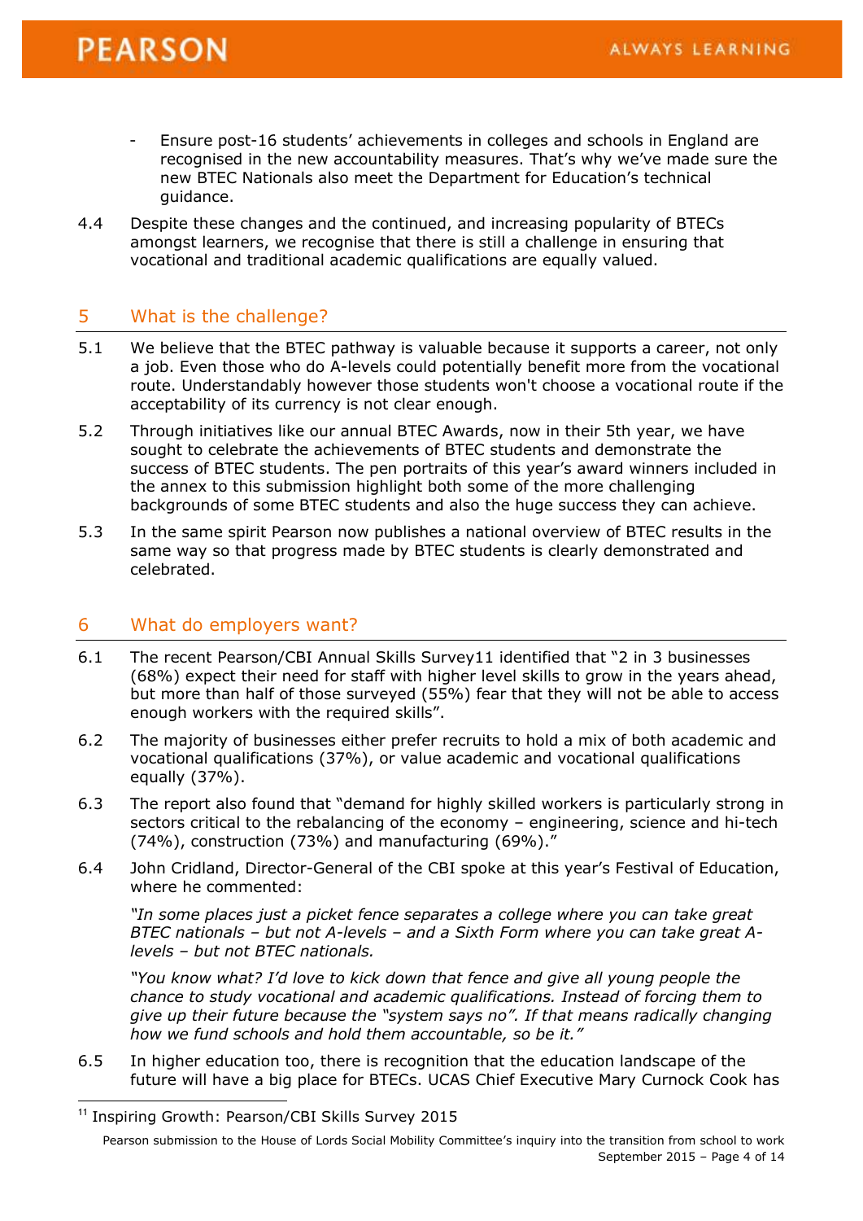- Ensure post-16 students' achievements in colleges and schools in England are recognised in the new accountability measures. That's why we've made sure the new BTEC Nationals also meet the Department for Education's technical guidance.

4.4 Despite these changes and the continued, and increasing popularity of BTECs amongst learners, we recognise that there is still a challenge in ensuring that vocational and traditional academic qualifications are equally valued.

## 5 What is the challenge?

5.1 We believe that the BTEC pathway is valuable because it supports a career, not only a job. Even those who do A-levels could potentially benefit more from the vocational route. Understandably however those students won't choose a vocational route if the acceptability of its currency is not clear enough.

5.2 Through initiatives like our annual BTEC Awards, now in their 5th year, we have sought to celebrate the achievements of BTEC students and demonstrate the success of BTEC students. The pen portraits of this year's award winners included in the annex to this submission highlight both some of the more challenging backgrounds of some BTEC students and also the huge success they can achieve.

5.3 In the same spirit Pearson now publishes a national overview of BTEC results in the same way so that progress made by BTEC students is clearly demonstrated and celebrated.

## 6 What do employers want?

6.1 The recent Pearson/CBI Annual Skills Survey[11] identified that "2 in 3 businesses (68%) expect their need for staff with higher level skills to grow in the years ahead, but more than half of those surveyed (55%) fear that they will not be able to access enough workers with the required skills".

6.2 The majority of businesses either prefer recruits to hold a mix of both academic and vocational qualifications (37%), or value academic and vocational qualifications equally (37%).

6.3 The report also found that "demand for highly skilled workers is particularly strong in sectors critical to the rebalancing of the economy – engineering, science and hi-tech (74%), construction (73%) and manufacturing (69%)."

6.4 John Cridland, Director-General of the CBI spoke at this year's Festival of Education, where he commented:

*"In some places just a picket fence separates a college where you can take great BTEC nationals – but not A-levels – and a Sixth Form where you can take great A-levels – but not BTEC nationals.*

*"You know what? I'd love to kick down that fence and give all young people the chance to study vocational and academic qualifications. Instead of forcing them to give up their future because the "system says no". If that means radically changing how we fund schools and hold them accountable, so be it."*

6.5 In higher education too, there is recognition that the education landscape of the future will have a big place for BTECs. UCAS Chief Executive Mary Curnock Cook has

---

[11] Inspiring Growth: Pearson/CBI Skills Survey 2015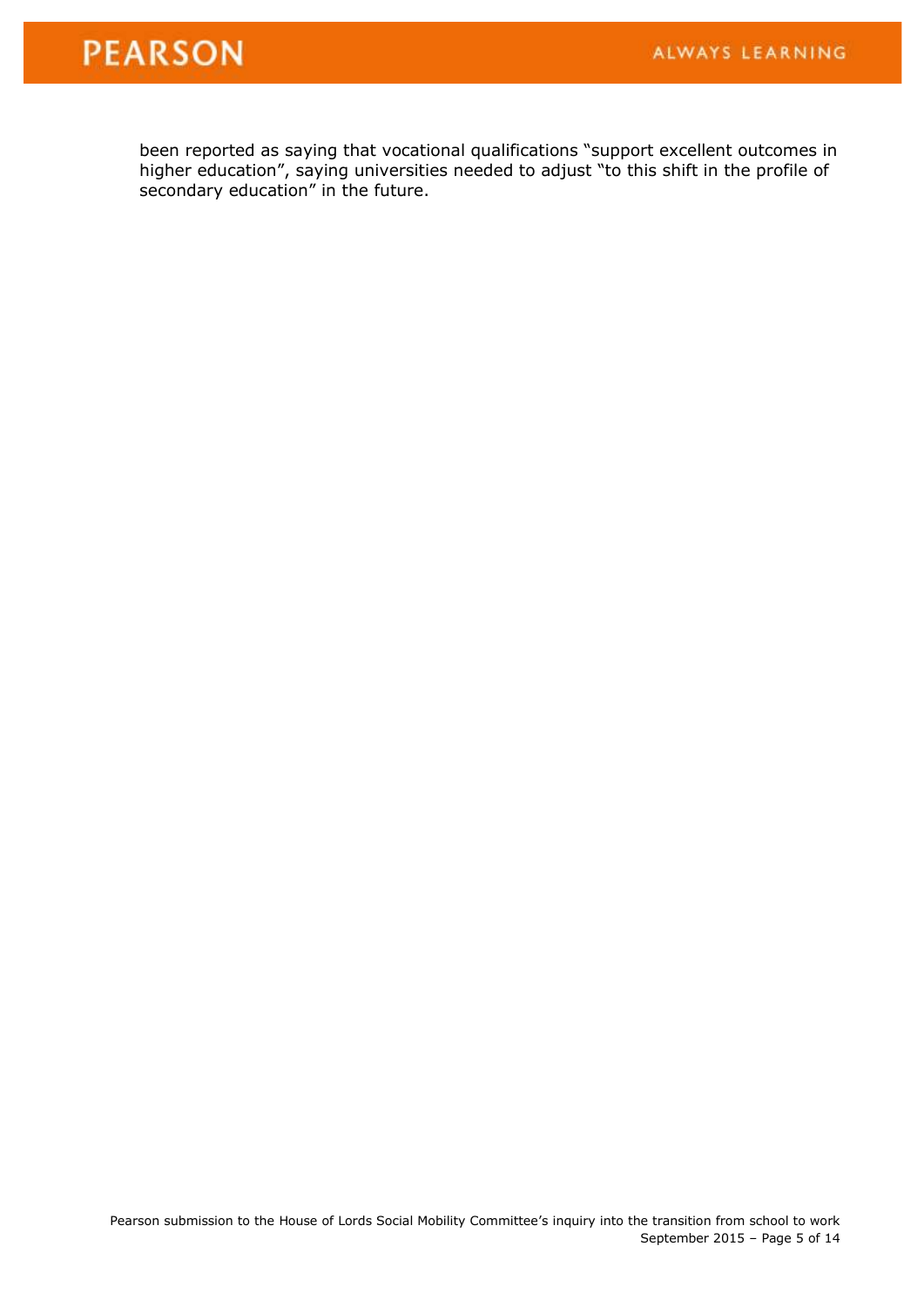been reported as saying that vocational qualifications "support excellent outcomes in higher education", saying universities needed to adjust "to this shift in the profile of secondary education" in the future.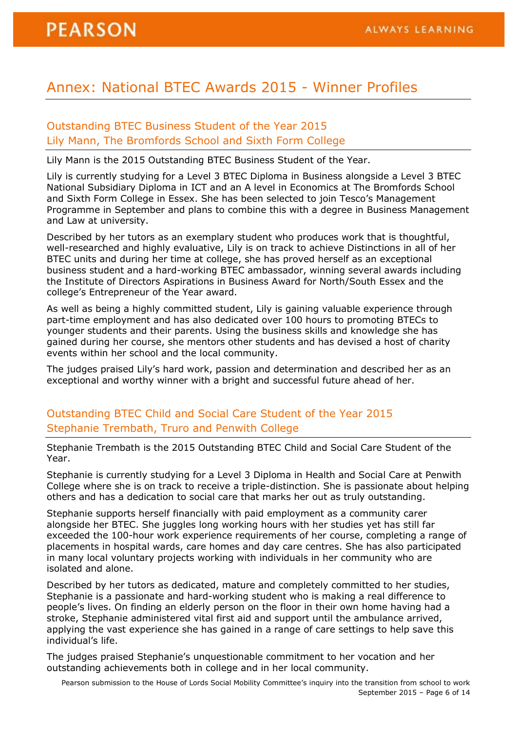# Annex: National BTEC Awards 2015 - Winner Profiles

## Outstanding BTEC Business Student of the Year 2015
## Lily Mann, The Bromfords School and Sixth Form College

Lily Mann is the 2015 Outstanding BTEC Business Student of the Year.

Lily is currently studying for a Level 3 BTEC Diploma in Business alongside a Level 3 BTEC National Subsidiary Diploma in ICT and an A level in Economics at The Bromfords School and Sixth Form College in Essex. She has been selected to join Tesco's Management Programme in September and plans to combine this with a degree in Business Management and Law at university.

Described by her tutors as an exemplary student who produces work that is thoughtful, well-researched and highly evaluative, Lily is on track to achieve Distinctions in all of her BTEC units and during her time at college, she has proved herself as an exceptional business student and a hard-working BTEC ambassador, winning several awards including the Institute of Directors Aspirations in Business Award for North/South Essex and the college's Entrepreneur of the Year award.

As well as being a highly committed student, Lily is gaining valuable experience through part-time employment and has also dedicated over 100 hours to promoting BTECs to younger students and their parents. Using the business skills and knowledge she has gained during her course, she mentors other students and has devised a host of charity events within her school and the local community.

The judges praised Lily's hard work, passion and determination and described her as an exceptional and worthy winner with a bright and successful future ahead of her.

## Outstanding BTEC Child and Social Care Student of the Year 2015
## Stephanie Trembath, Truro and Penwith College

Stephanie Trembath is the 2015 Outstanding BTEC Child and Social Care Student of the Year.

Stephanie is currently studying for a Level 3 Diploma in Health and Social Care at Penwith College where she is on track to receive a triple-distinction. She is passionate about helping others and has a dedication to social care that marks her out as truly outstanding.

Stephanie supports herself financially with paid employment as a community carer alongside her BTEC. She juggles long working hours with her studies yet has still far exceeded the 100-hour work experience requirements of her course, completing a range of placements in hospital wards, care homes and day care centres. She has also participated in many local voluntary projects working with individuals in her community who are isolated and alone.

Described by her tutors as dedicated, mature and completely committed to her studies, Stephanie is a passionate and hard-working student who is making a real difference to people's lives. On finding an elderly person on the floor in their own home having had a stroke, Stephanie administered vital first aid and support until the ambulance arrived, applying the vast experience she has gained in a range of care settings to help save this individual's life.

The judges praised Stephanie's unquestionable commitment to her vocation and her outstanding achievements both in college and in her local community.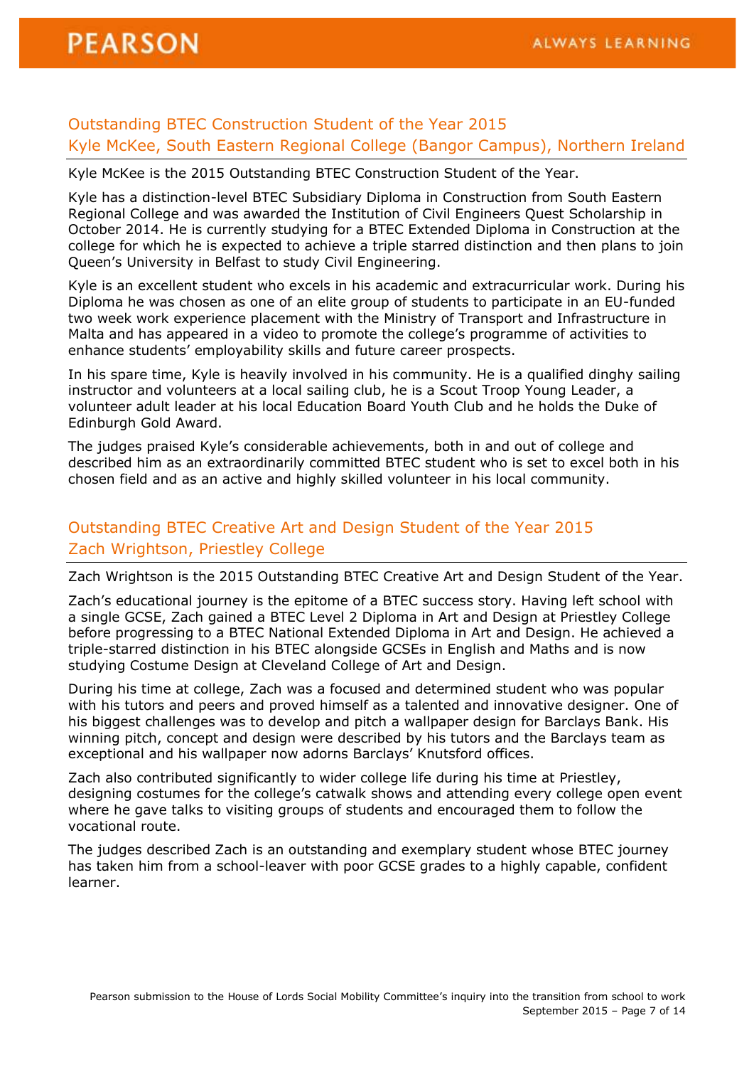## Outstanding BTEC Construction Student of the Year 2015
## Kyle McKee, South Eastern Regional College (Bangor Campus), Northern Ireland

Kyle McKee is the 2015 Outstanding BTEC Construction Student of the Year.

Kyle has a distinction-level BTEC Subsidiary Diploma in Construction from South Eastern Regional College and was awarded the Institution of Civil Engineers Quest Scholarship in October 2014. He is currently studying for a BTEC Extended Diploma in Construction at the college for which he is expected to achieve a triple starred distinction and then plans to join Queen's University in Belfast to study Civil Engineering.

Kyle is an excellent student who excels in his academic and extracurricular work. During his Diploma he was chosen as one of an elite group of students to participate in an EU-funded two week work experience placement with the Ministry of Transport and Infrastructure in Malta and has appeared in a video to promote the college's programme of activities to enhance students' employability skills and future career prospects.

In his spare time, Kyle is heavily involved in his community. He is a qualified dinghy sailing instructor and volunteers at a local sailing club, he is a Scout Troop Young Leader, a volunteer adult leader at his local Education Board Youth Club and he holds the Duke of Edinburgh Gold Award.

The judges praised Kyle's considerable achievements, both in and out of college and described him as an extraordinarily committed BTEC student who is set to excel both in his chosen field and as an active and highly skilled volunteer in his local community.

## Outstanding BTEC Creative Art and Design Student of the Year 2015
## Zach Wrightson, Priestley College

Zach Wrightson is the 2015 Outstanding BTEC Creative Art and Design Student of the Year.

Zach's educational journey is the epitome of a BTEC success story. Having left school with a single GCSE, Zach gained a BTEC Level 2 Diploma in Art and Design at Priestley College before progressing to a BTEC National Extended Diploma in Art and Design. He achieved a triple-starred distinction in his BTEC alongside GCSEs in English and Maths and is now studying Costume Design at Cleveland College of Art and Design.

During his time at college, Zach was a focused and determined student who was popular with his tutors and peers and proved himself as a talented and innovative designer. One of his biggest challenges was to develop and pitch a wallpaper design for Barclays Bank. His winning pitch, concept and design were described by his tutors and the Barclays team as exceptional and his wallpaper now adorns Barclays' Knutsford offices.

Zach also contributed significantly to wider college life during his time at Priestley, designing costumes for the college's catwalk shows and attending every college open event where he gave talks to visiting groups of students and encouraged them to follow the vocational route.

The judges described Zach is an outstanding and exemplary student whose BTEC journey has taken him from a school-leaver with poor GCSE grades to a highly capable, confident learner.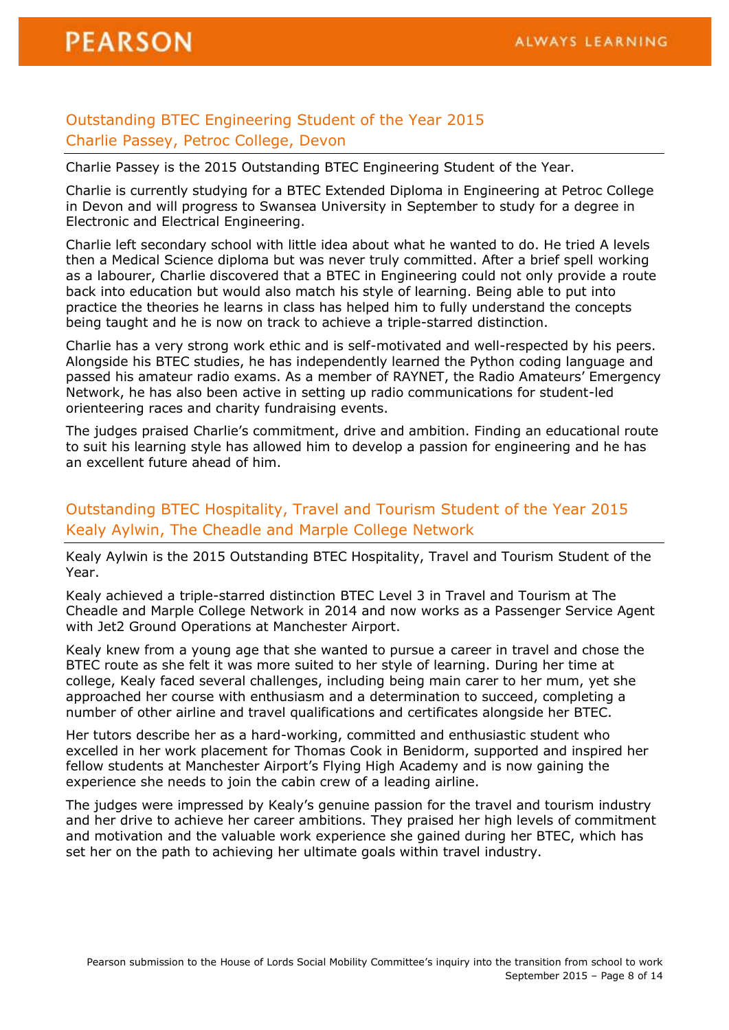## Outstanding BTEC Engineering Student of the Year 2015
## Charlie Passey, Petroc College, Devon

Charlie Passey is the 2015 Outstanding BTEC Engineering Student of the Year.

Charlie is currently studying for a BTEC Extended Diploma in Engineering at Petroc College in Devon and will progress to Swansea University in September to study for a degree in Electronic and Electrical Engineering.

Charlie left secondary school with little idea about what he wanted to do. He tried A levels then a Medical Science diploma but was never truly committed. After a brief spell working as a labourer, Charlie discovered that a BTEC in Engineering could not only provide a route back into education but would also match his style of learning. Being able to put into practice the theories he learns in class has helped him to fully understand the concepts being taught and he is now on track to achieve a triple-starred distinction.

Charlie has a very strong work ethic and is self-motivated and well-respected by his peers. Alongside his BTEC studies, he has independently learned the Python coding language and passed his amateur radio exams. As a member of RAYNET, the Radio Amateurs' Emergency Network, he has also been active in setting up radio communications for student-led orienteering races and charity fundraising events.

The judges praised Charlie's commitment, drive and ambition. Finding an educational route to suit his learning style has allowed him to develop a passion for engineering and he has an excellent future ahead of him.

## Outstanding BTEC Hospitality, Travel and Tourism Student of the Year 2015
## Kealy Aylwin, The Cheadle and Marple College Network

Kealy Aylwin is the 2015 Outstanding BTEC Hospitality, Travel and Tourism Student of the Year.

Kealy achieved a triple-starred distinction BTEC Level 3 in Travel and Tourism at The Cheadle and Marple College Network in 2014 and now works as a Passenger Service Agent with Jet2 Ground Operations at Manchester Airport.

Kealy knew from a young age that she wanted to pursue a career in travel and chose the BTEC route as she felt it was more suited to her style of learning. During her time at college, Kealy faced several challenges, including being main carer to her mum, yet she approached her course with enthusiasm and a determination to succeed, completing a number of other airline and travel qualifications and certificates alongside her BTEC.

Her tutors describe her as a hard-working, committed and enthusiastic student who excelled in her work placement for Thomas Cook in Benidorm, supported and inspired her fellow students at Manchester Airport's Flying High Academy and is now gaining the experience she needs to join the cabin crew of a leading airline.

The judges were impressed by Kealy's genuine passion for the travel and tourism industry and her drive to achieve her career ambitions. They praised her high levels of commitment and motivation and the valuable work experience she gained during her BTEC, which has set her on the path to achieving her ultimate goals within travel industry.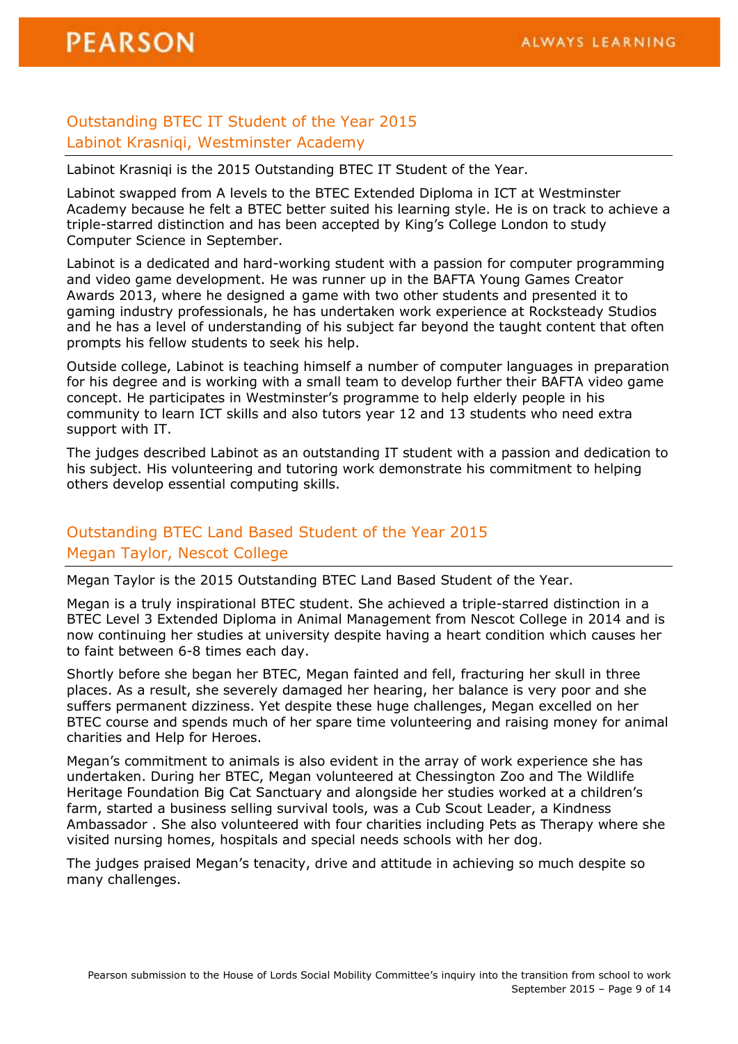## Outstanding BTEC IT Student of the Year 2015
## Labinot Krasniqi, Westminster Academy

Labinot Krasniqi is the 2015 Outstanding BTEC IT Student of the Year.

Labinot swapped from A levels to the BTEC Extended Diploma in ICT at Westminster Academy because he felt a BTEC better suited his learning style. He is on track to achieve a triple-starred distinction and has been accepted by King's College London to study Computer Science in September.

Labinot is a dedicated and hard-working student with a passion for computer programming and video game development. He was runner up in the BAFTA Young Games Creator Awards 2013, where he designed a game with two other students and presented it to gaming industry professionals, he has undertaken work experience at Rocksteady Studios and he has a level of understanding of his subject far beyond the taught content that often prompts his fellow students to seek his help.

Outside college, Labinot is teaching himself a number of computer languages in preparation for his degree and is working with a small team to develop further their BAFTA video game concept. He participates in Westminster's programme to help elderly people in his community to learn ICT skills and also tutors year 12 and 13 students who need extra support with IT.

The judges described Labinot as an outstanding IT student with a passion and dedication to his subject. His volunteering and tutoring work demonstrate his commitment to helping others develop essential computing skills.

## Outstanding BTEC Land Based Student of the Year 2015
## Megan Taylor, Nescot College

Megan Taylor is the 2015 Outstanding BTEC Land Based Student of the Year.

Megan is a truly inspirational BTEC student. She achieved a triple-starred distinction in a BTEC Level 3 Extended Diploma in Animal Management from Nescot College in 2014 and is now continuing her studies at university despite having a heart condition which causes her to faint between 6-8 times each day.

Shortly before she began her BTEC, Megan fainted and fell, fracturing her skull in three places. As a result, she severely damaged her hearing, her balance is very poor and she suffers permanent dizziness. Yet despite these huge challenges, Megan excelled on her BTEC course and spends much of her spare time volunteering and raising money for animal charities and Help for Heroes.

Megan's commitment to animals is also evident in the array of work experience she has undertaken. During her BTEC, Megan volunteered at Chessington Zoo and The Wildlife Heritage Foundation Big Cat Sanctuary and alongside her studies worked at a children's farm, started a business selling survival tools, was a Cub Scout Leader, a Kindness Ambassador . She also volunteered with four charities including Pets as Therapy where she visited nursing homes, hospitals and special needs schools with her dog.

The judges praised Megan's tenacity, drive and attitude in achieving so much despite so many challenges.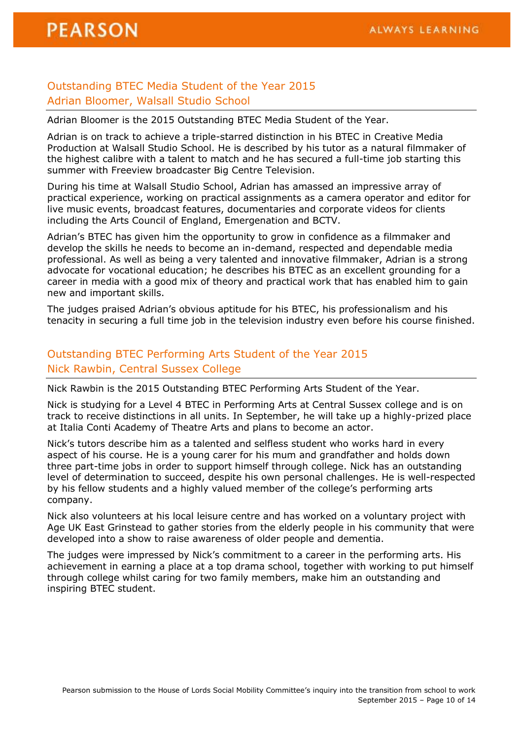## Outstanding BTEC Media Student of the Year 2015
## Adrian Bloomer, Walsall Studio School

Adrian Bloomer is the 2015 Outstanding BTEC Media Student of the Year.

Adrian is on track to achieve a triple-starred distinction in his BTEC in Creative Media Production at Walsall Studio School. He is described by his tutor as a natural filmmaker of the highest calibre with a talent to match and he has secured a full-time job starting this summer with Freeview broadcaster Big Centre Television.

During his time at Walsall Studio School, Adrian has amassed an impressive array of practical experience, working on practical assignments as a camera operator and editor for live music events, broadcast features, documentaries and corporate videos for clients including the Arts Council of England, Emergenation and BCTV.

Adrian's BTEC has given him the opportunity to grow in confidence as a filmmaker and develop the skills he needs to become an in-demand, respected and dependable media professional. As well as being a very talented and innovative filmmaker, Adrian is a strong advocate for vocational education; he describes his BTEC as an excellent grounding for a career in media with a good mix of theory and practical work that has enabled him to gain new and important skills.

The judges praised Adrian's obvious aptitude for his BTEC, his professionalism and his tenacity in securing a full time job in the television industry even before his course finished.

## Outstanding BTEC Performing Arts Student of the Year 2015
## Nick Rawbin, Central Sussex College

Nick Rawbin is the 2015 Outstanding BTEC Performing Arts Student of the Year.

Nick is studying for a Level 4 BTEC in Performing Arts at Central Sussex college and is on track to receive distinctions in all units. In September, he will take up a highly-prized place at Italia Conti Academy of Theatre Arts and plans to become an actor.

Nick's tutors describe him as a talented and selfless student who works hard in every aspect of his course. He is a young carer for his mum and grandfather and holds down three part-time jobs in order to support himself through college. Nick has an outstanding level of determination to succeed, despite his own personal challenges. He is well-respected by his fellow students and a highly valued member of the college's performing arts company.

Nick also volunteers at his local leisure centre and has worked on a voluntary project with Age UK East Grinstead to gather stories from the elderly people in his community that were developed into a show to raise awareness of older people and dementia.

The judges were impressed by Nick's commitment to a career in the performing arts. His achievement in earning a place at a top drama school, together with working to put himself through college whilst caring for two family members, make him an outstanding and inspiring BTEC student.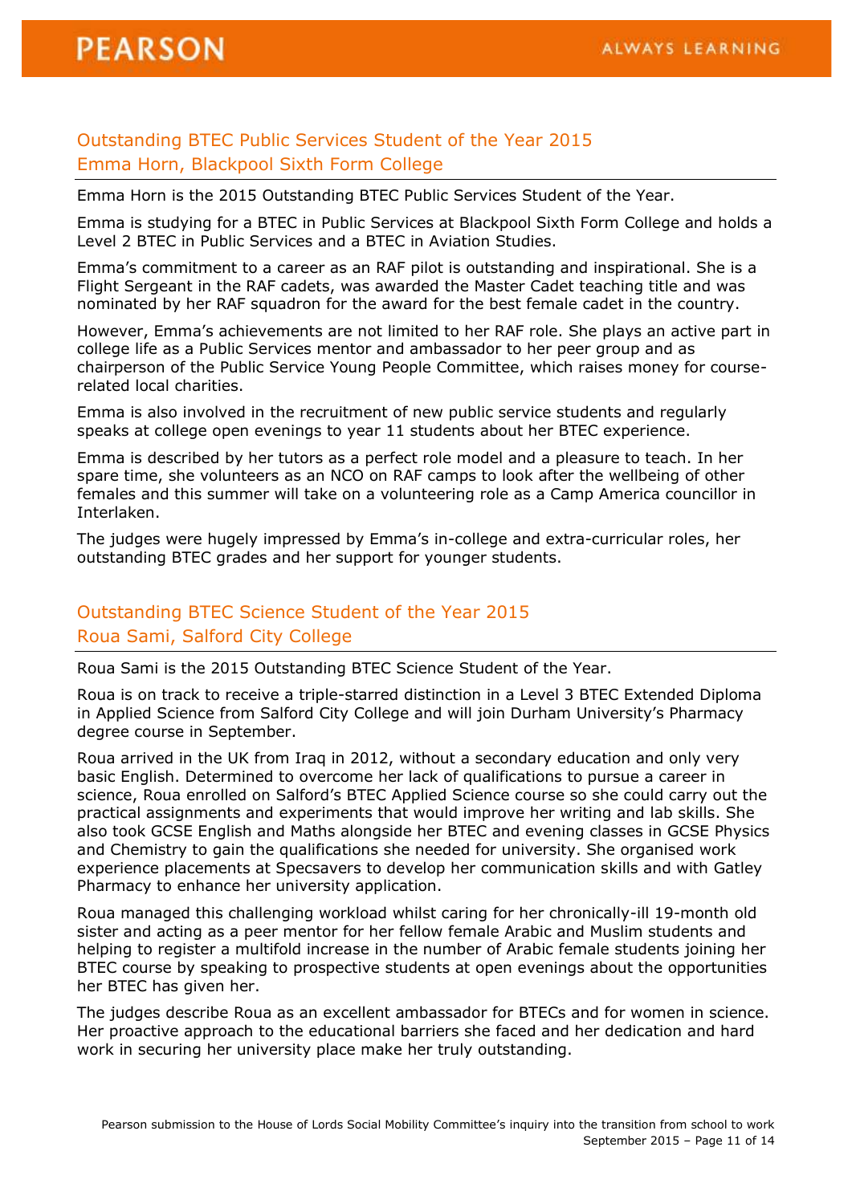## Outstanding BTEC Public Services Student of the Year 2015
## Emma Horn, Blackpool Sixth Form College

Emma Horn is the 2015 Outstanding BTEC Public Services Student of the Year.

Emma is studying for a BTEC in Public Services at Blackpool Sixth Form College and holds a Level 2 BTEC in Public Services and a BTEC in Aviation Studies.

Emma's commitment to a career as an RAF pilot is outstanding and inspirational. She is a Flight Sergeant in the RAF cadets, was awarded the Master Cadet teaching title and was nominated by her RAF squadron for the award for the best female cadet in the country.

However, Emma's achievements are not limited to her RAF role. She plays an active part in college life as a Public Services mentor and ambassador to her peer group and as chairperson of the Public Service Young People Committee, which raises money for course-related local charities.

Emma is also involved in the recruitment of new public service students and regularly speaks at college open evenings to year 11 students about her BTEC experience.

Emma is described by her tutors as a perfect role model and a pleasure to teach. In her spare time, she volunteers as an NCO on RAF camps to look after the wellbeing of other females and this summer will take on a volunteering role as a Camp America councillor in Interlaken.

The judges were hugely impressed by Emma's in-college and extra-curricular roles, her outstanding BTEC grades and her support for younger students.

## Outstanding BTEC Science Student of the Year 2015
## Roua Sami, Salford City College

Roua Sami is the 2015 Outstanding BTEC Science Student of the Year.

Roua is on track to receive a triple-starred distinction in a Level 3 BTEC Extended Diploma in Applied Science from Salford City College and will join Durham University's Pharmacy degree course in September.

Roua arrived in the UK from Iraq in 2012, without a secondary education and only very basic English. Determined to overcome her lack of qualifications to pursue a career in science, Roua enrolled on Salford's BTEC Applied Science course so she could carry out the practical assignments and experiments that would improve her writing and lab skills. She also took GCSE English and Maths alongside her BTEC and evening classes in GCSE Physics and Chemistry to gain the qualifications she needed for university. She organised work experience placements at Specsavers to develop her communication skills and with Gatley Pharmacy to enhance her university application.

Roua managed this challenging workload whilst caring for her chronically-ill 19-month old sister and acting as a peer mentor for her fellow female Arabic and Muslim students and helping to register a multifold increase in the number of Arabic female students joining her BTEC course by speaking to prospective students at open evenings about the opportunities her BTEC has given her.

The judges describe Roua as an excellent ambassador for BTECs and for women in science. Her proactive approach to the educational barriers she faced and her dedication and hard work in securing her university place make her truly outstanding.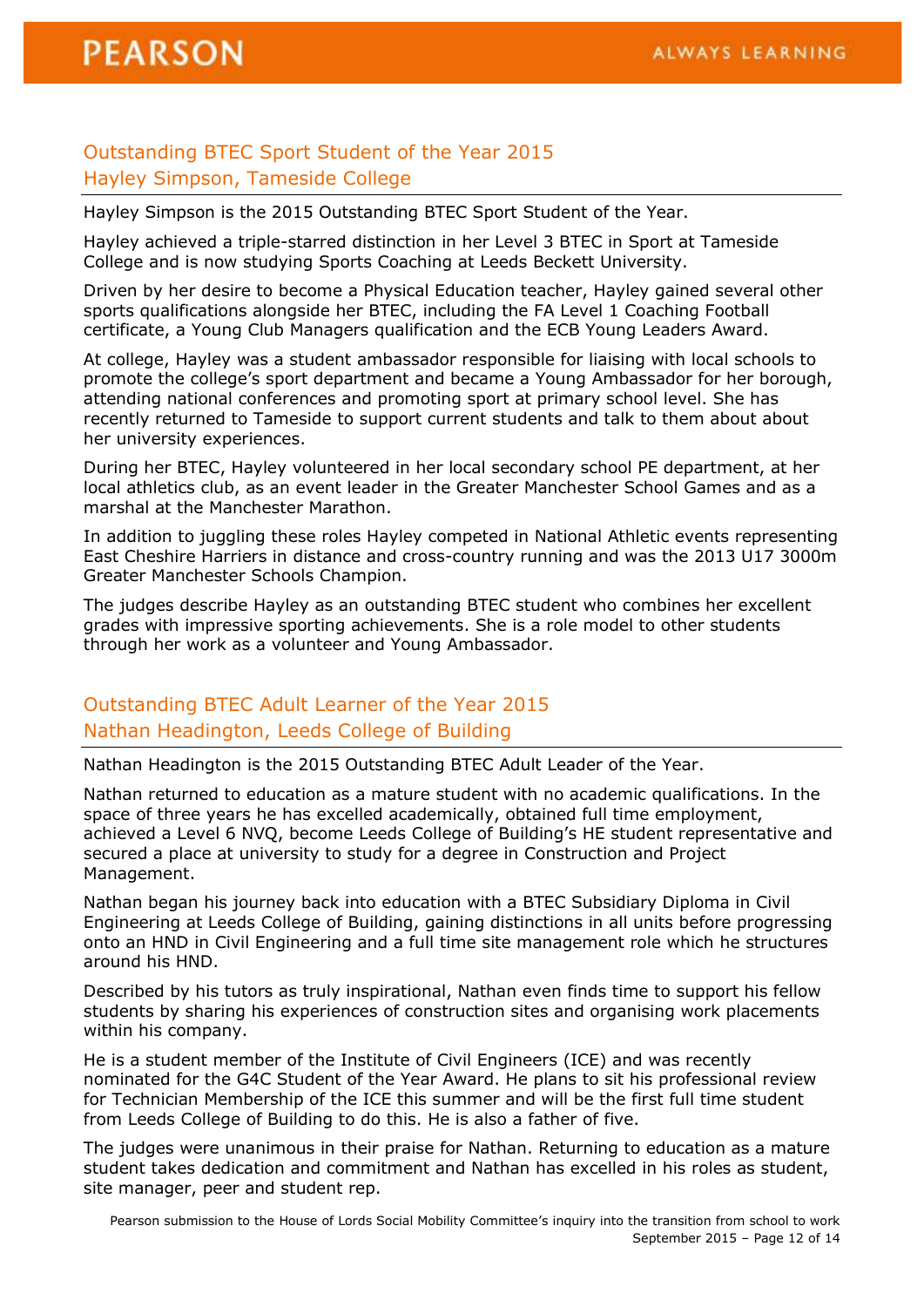## Outstanding BTEC Sport Student of the Year 2015
## Hayley Simpson, Tameside College

Hayley Simpson is the 2015 Outstanding BTEC Sport Student of the Year.

Hayley achieved a triple-starred distinction in her Level 3 BTEC in Sport at Tameside College and is now studying Sports Coaching at Leeds Beckett University.

Driven by her desire to become a Physical Education teacher, Hayley gained several other sports qualifications alongside her BTEC, including the FA Level 1 Coaching Football certificate, a Young Club Managers qualification and the ECB Young Leaders Award.

At college, Hayley was a student ambassador responsible for liaising with local schools to promote the college's sport department and became a Young Ambassador for her borough, attending national conferences and promoting sport at primary school level. She has recently returned to Tameside to support current students and talk to them about about her university experiences.

During her BTEC, Hayley volunteered in her local secondary school PE department, at her local athletics club, as an event leader in the Greater Manchester School Games and as a marshal at the Manchester Marathon.

In addition to juggling these roles Hayley competed in National Athletic events representing East Cheshire Harriers in distance and cross-country running and was the 2013 U17 3000m Greater Manchester Schools Champion.

The judges describe Hayley as an outstanding BTEC student who combines her excellent grades with impressive sporting achievements. She is a role model to other students through her work as a volunteer and Young Ambassador.

## Outstanding BTEC Adult Learner of the Year 2015
## Nathan Headington, Leeds College of Building

Nathan Headington is the 2015 Outstanding BTEC Adult Leader of the Year.

Nathan returned to education as a mature student with no academic qualifications. In the space of three years he has excelled academically, obtained full time employment, achieved a Level 6 NVQ, become Leeds College of Building's HE student representative and secured a place at university to study for a degree in Construction and Project Management.

Nathan began his journey back into education with a BTEC Subsidiary Diploma in Civil Engineering at Leeds College of Building, gaining distinctions in all units before progressing onto an HND in Civil Engineering and a full time site management role which he structures around his HND.

Described by his tutors as truly inspirational, Nathan even finds time to support his fellow students by sharing his experiences of construction sites and organising work placements within his company.

He is a student member of the Institute of Civil Engineers (ICE) and was recently nominated for the G4C Student of the Year Award. He plans to sit his professional review for Technician Membership of the ICE this summer and will be the first full time student from Leeds College of Building to do this. He is also a father of five.

The judges were unanimous in their praise for Nathan. Returning to education as a mature student takes dedication and commitment and Nathan has excelled in his roles as student, site manager, peer and student rep.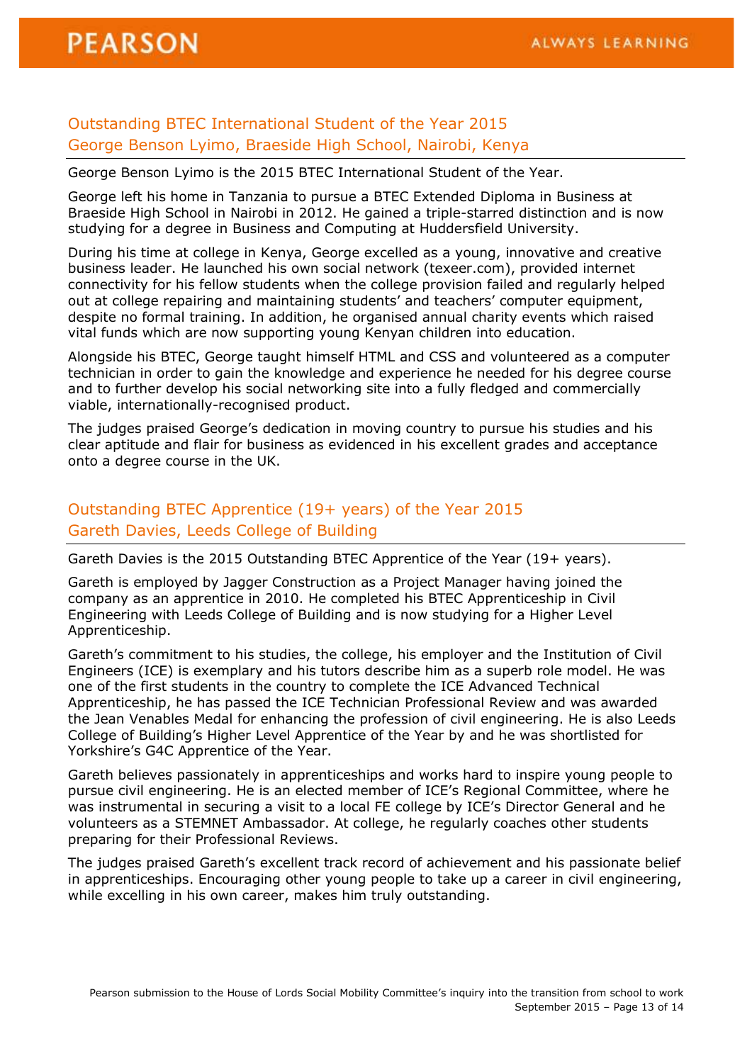## Outstanding BTEC International Student of the Year 2015
## George Benson Lyimo, Braeside High School, Nairobi, Kenya

George Benson Lyimo is the 2015 BTEC International Student of the Year.

George left his home in Tanzania to pursue a BTEC Extended Diploma in Business at Braeside High School in Nairobi in 2012. He gained a triple-starred distinction and is now studying for a degree in Business and Computing at Huddersfield University.

During his time at college in Kenya, George excelled as a young, innovative and creative business leader. He launched his own social network (texeer.com), provided internet connectivity for his fellow students when the college provision failed and regularly helped out at college repairing and maintaining students' and teachers' computer equipment, despite no formal training. In addition, he organised annual charity events which raised vital funds which are now supporting young Kenyan children into education.

Alongside his BTEC, George taught himself HTML and CSS and volunteered as a computer technician in order to gain the knowledge and experience he needed for his degree course and to further develop his social networking site into a fully fledged and commercially viable, internationally-recognised product.

The judges praised George's dedication in moving country to pursue his studies and his clear aptitude and flair for business as evidenced in his excellent grades and acceptance onto a degree course in the UK.

## Outstanding BTEC Apprentice (19+ years) of the Year 2015
## Gareth Davies, Leeds College of Building

Gareth Davies is the 2015 Outstanding BTEC Apprentice of the Year (19+ years).

Gareth is employed by Jagger Construction as a Project Manager having joined the company as an apprentice in 2010. He completed his BTEC Apprenticeship in Civil Engineering with Leeds College of Building and is now studying for a Higher Level Apprenticeship.

Gareth's commitment to his studies, the college, his employer and the Institution of Civil Engineers (ICE) is exemplary and his tutors describe him as a superb role model. He was one of the first students in the country to complete the ICE Advanced Technical Apprenticeship, he has passed the ICE Technician Professional Review and was awarded the Jean Venables Medal for enhancing the profession of civil engineering. He is also Leeds College of Building's Higher Level Apprentice of the Year by and he was shortlisted for Yorkshire's G4C Apprentice of the Year.

Gareth believes passionately in apprenticeships and works hard to inspire young people to pursue civil engineering. He is an elected member of ICE's Regional Committee, where he was instrumental in securing a visit to a local FE college by ICE's Director General and he volunteers as a STEMNET Ambassador. At college, he regularly coaches other students preparing for their Professional Reviews.

The judges praised Gareth's excellent track record of achievement and his passionate belief in apprenticeships. Encouraging other young people to take up a career in civil engineering, while excelling in his own career, makes him truly outstanding.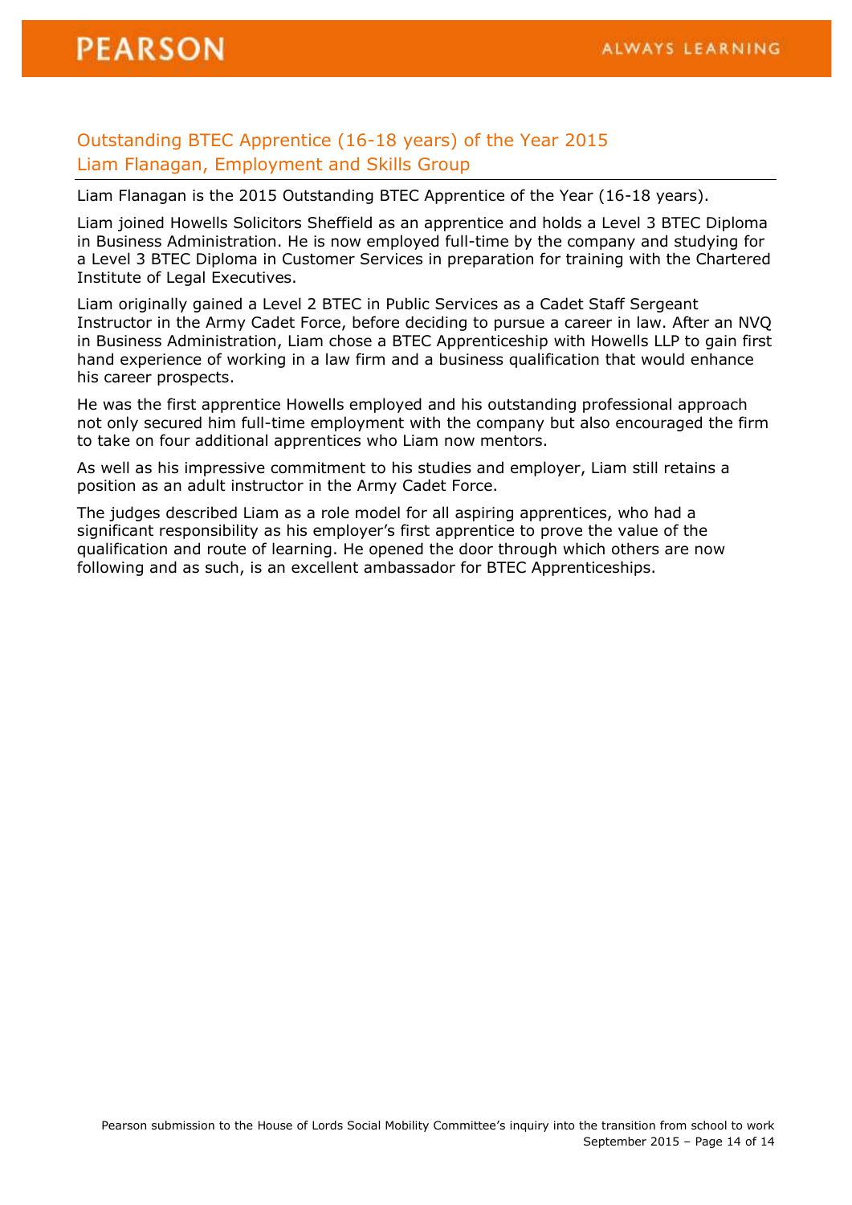## Outstanding BTEC Apprentice (16-18 years) of the Year 2015
## Liam Flanagan, Employment and Skills Group

Liam Flanagan is the 2015 Outstanding BTEC Apprentice of the Year (16-18 years).

Liam joined Howells Solicitors Sheffield as an apprentice and holds a Level 3 BTEC Diploma in Business Administration. He is now employed full-time by the company and studying for a Level 3 BTEC Diploma in Customer Services in preparation for training with the Chartered Institute of Legal Executives.

Liam originally gained a Level 2 BTEC in Public Services as a Cadet Staff Sergeant Instructor in the Army Cadet Force, before deciding to pursue a career in law. After an NVQ in Business Administration, Liam chose a BTEC Apprenticeship with Howells LLP to gain first hand experience of working in a law firm and a business qualification that would enhance his career prospects.

He was the first apprentice Howells employed and his outstanding professional approach not only secured him full-time employment with the company but also encouraged the firm to take on four additional apprentices who Liam now mentors.

As well as his impressive commitment to his studies and employer, Liam still retains a position as an adult instructor in the Army Cadet Force.

The judges described Liam as a role model for all aspiring apprentices, who had a significant responsibility as his employer's first apprentice to prove the value of the qualification and route of learning. He opened the door through which others are now following and as such, is an excellent ambassador for BTEC Apprenticeships.